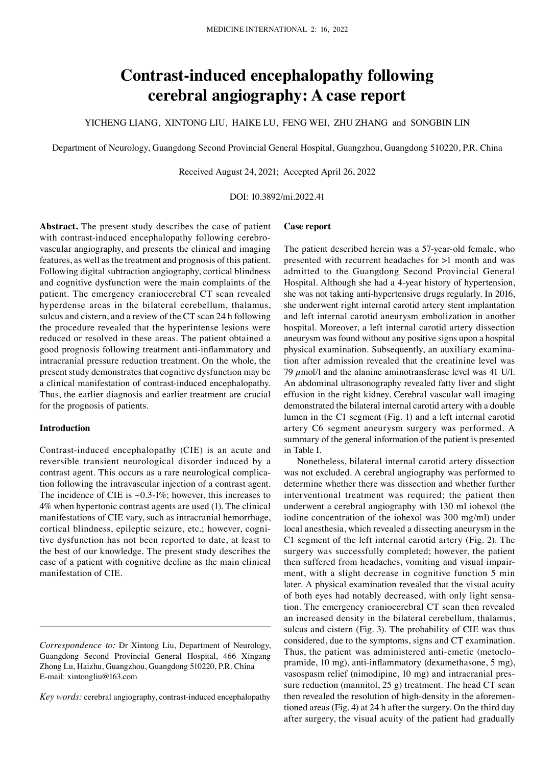# Contrast-induced encephalopathy following cerebral angiography: A case report

YICHENG LIANG, XINTONG LIU, HAIKE LU, FENG WEI, ZHU ZHANG and SONGBIN LIN

Department of Neurology, Guangdong Second Provincial General Hospital, Guangzhou, Guangdong 510220, P.R. China

Received August 24, 2021; Accepted April 26, 2022

DOI: 10.3892/mi.2022.41

**Abstract.** The present study describes the case of patient with contrast-induced encephalopathy following cerebrovascular angiography, and presents the clinical and imaging features, as well as the treatment and prognosis of this patient. Following digital subtraction angiography, cortical blindness and cognitive dysfunction were the main complaints of the patient. The emergency craniocerebral CT scan revealed hyperdense areas in the bilateral cerebellum, thalamus, sulcus and cistern, and a review of the CT scan 24 h following the procedure revealed that the hyperintense lesions were reduced or resolved in these areas. The patient obtained a good prognosis following treatment anti-inflammatory and intracranial pressure reduction treatment. On the whole, the present study demonstrates that cognitive dysfunction may be a clinical manifestation of contrast-induced encephalopathy. Thus, the earlier diagnosis and earlier treatment are crucial for the prognosis of patients.

## Introduction

Contrast-induced encephalopathy (CIE) is an acute and reversible transient neurological disorder induced by a contrast agent. This occurs as a rare neurological complication following the intravascular injection of a contrast agent. The incidence of CIE is ~0.3-1%; however, this increases to 4% when hypertonic contrast agents are used (1). The clinical manifestations of CIE vary, such as intracranial hemorrhage, cortical blindness, epileptic seizure, etc.; however, cognitive dysfunction has not been reported to date, at least to the best of our knowledge. The present study describes the case of a patient with cognitive decline as the main clinical manifestation of CIE.

*Correspondence to:* Dr Xintong Liu, Department of Neurology, Guangdong Second Provincial General Hospital, 466 Xingang Zhong Lu, Haizhu, Guangzhou, Guangdong 510220, P.R. China
E-mail: xintongliu@163.com

*Key words:* cerebral angiography, contrast-induced encephalopathy

## Case report

The patient described herein was a 57-year-old female, who presented with recurrent headaches for >1 month and was admitted to the Guangdong Second Provincial General Hospital. Although she had a 4-year history of hypertension, she was not taking anti-hypertensive drugs regularly. In 2016, she underwent right internal carotid artery stent implantation and left internal carotid aneurysm embolization in another hospital. Moreover, a left internal carotid artery dissection aneurysm was found without any positive signs upon a hospital physical examination. Subsequently, an auxiliary examination after admission revealed that the creatinine level was 79 $\mu$mol/l and the alanine aminotransferase level was 41 U/l. An abdominal ultrasonography revealed fatty liver and slight effusion in the right kidney. Cerebral vascular wall imaging demonstrated the bilateral internal carotid artery with a double lumen in the C1 segment (Fig. 1) and a left internal carotid artery C6 segment aneurysm surgery was performed. A summary of the general information of the patient is presented in Table I.

Nonetheless, bilateral internal carotid artery dissection was not excluded. A cerebral angiography was performed to determine whether there was dissection and whether further interventional treatment was required; the patient then underwent a cerebral angiography with 130 ml iohexol (the iodine concentration of the iohexol was 300 mg/ml) under local anesthesia, which revealed a dissecting aneurysm in the C1 segment of the left internal carotid artery (Fig. 2). The surgery was successfully completed; however, the patient then suffered from headaches, vomiting and visual impairment, with a slight decrease in cognitive function 5 min later. A physical examination revealed that the visual acuity of both eyes had notably decreased, with only light sensation. The emergency craniocerebral CT scan then revealed an increased density in the bilateral cerebellum, thalamus, sulcus and cistern (Fig. 3). The probability of CIE was thus considered, due to the symptoms, signs and CT examination. Thus, the patient was administered anti-emetic (metoclopramide, 10 mg), anti-inflammatory (dexamethasone, 5 mg), vasospasm relief (nimodipine, 10 mg) and intracranial pressure reduction (mannitol, 25 g) treatment. The head CT scan then revealed the resolution of high-density in the aforementioned areas (Fig. 4) at 24 h after the surgery. On the third day after surgery, the visual acuity of the patient had gradually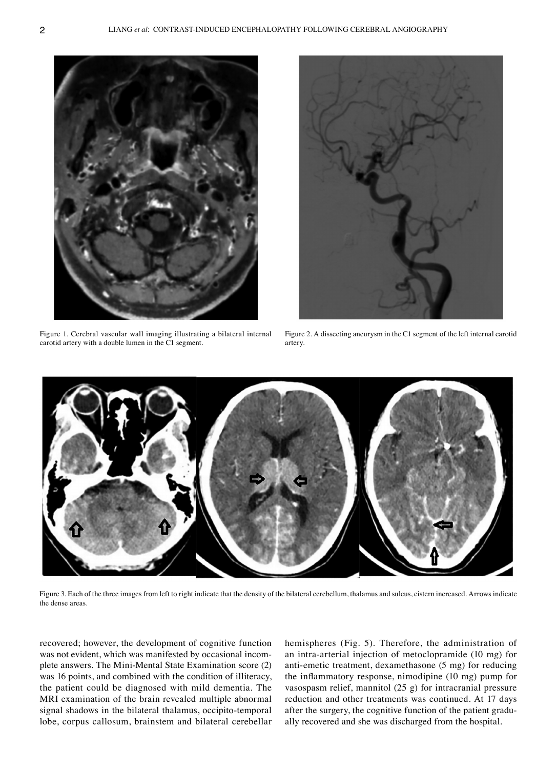Figure 1. Cerebral vascular wall imaging illustrating a bilateral internal carotid artery with a double lumen in the C1 segment.

Figure 2. A dissecting aneurysm in the C1 segment of the left internal carotid artery.

Figure 3. Each of the three images from left to right indicate that the density of the bilateral cerebellum, thalamus and sulcus, cistern increased. Arrows indicate the dense areas.

recovered; however, the development of cognitive function was not evident, which was manifested by occasional incomplete answers. The Mini-Mental State Examination score (2) was 16 points, and combined with the condition of illiteracy, the patient could be diagnosed with mild dementia. The MRI examination of the brain revealed multiple abnormal signal shadows in the bilateral thalamus, occipito-temporal lobe, corpus callosum, brainstem and bilateral cerebellar hemispheres (Fig. 5). Therefore, the administration of an intra-arterial injection of metoclopramide (10 mg) for anti-emetic treatment, dexamethasone (5 mg) for reducing the inflammatory response, nimodipine (10 mg) pump for vasospasm relief, mannitol (25 g) for intracranial pressure reduction and other treatments was continued. At 17 days after the surgery, the cognitive function of the patient gradually recovered and she was discharged from the hospital.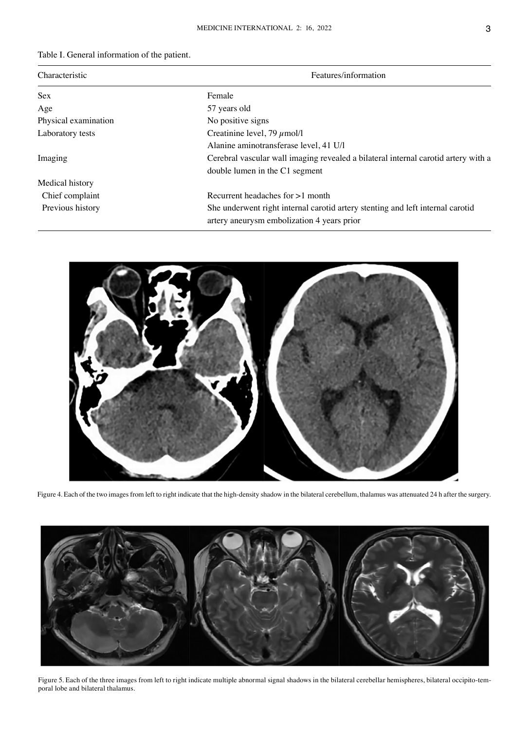Table I. General information of the patient.

| Characteristic | Features/information |
| --- | --- |
| Sex | Female |
| Age | 57 years old |
| Physical examination | No positive signs |
| Laboratory tests | Creatinine level, 79 $\mu$mol/l |
| | Alanine aminotransferase level, 41 U/l |
| Imaging | Cerebral vascular wall imaging revealed a bilateral internal carotid artery with a double lumen in the C1 segment |
| Medical history | |
| Chief complaint | Recurrent headaches for >1 month |
| Previous history | She underwent right internal carotid artery stenting and left internal carotid artery aneurysm embolization 4 years prior |

Figure 4. Each of the two images from left to right indicate that the high-density shadow in the bilateral cerebellum, thalamus was attenuated 24 h after the surgery.

Figure 5. Each of the three images from left to right indicate multiple abnormal signal shadows in the bilateral cerebellar hemispheres, bilateral occipito-temporal lobe and bilateral thalamus.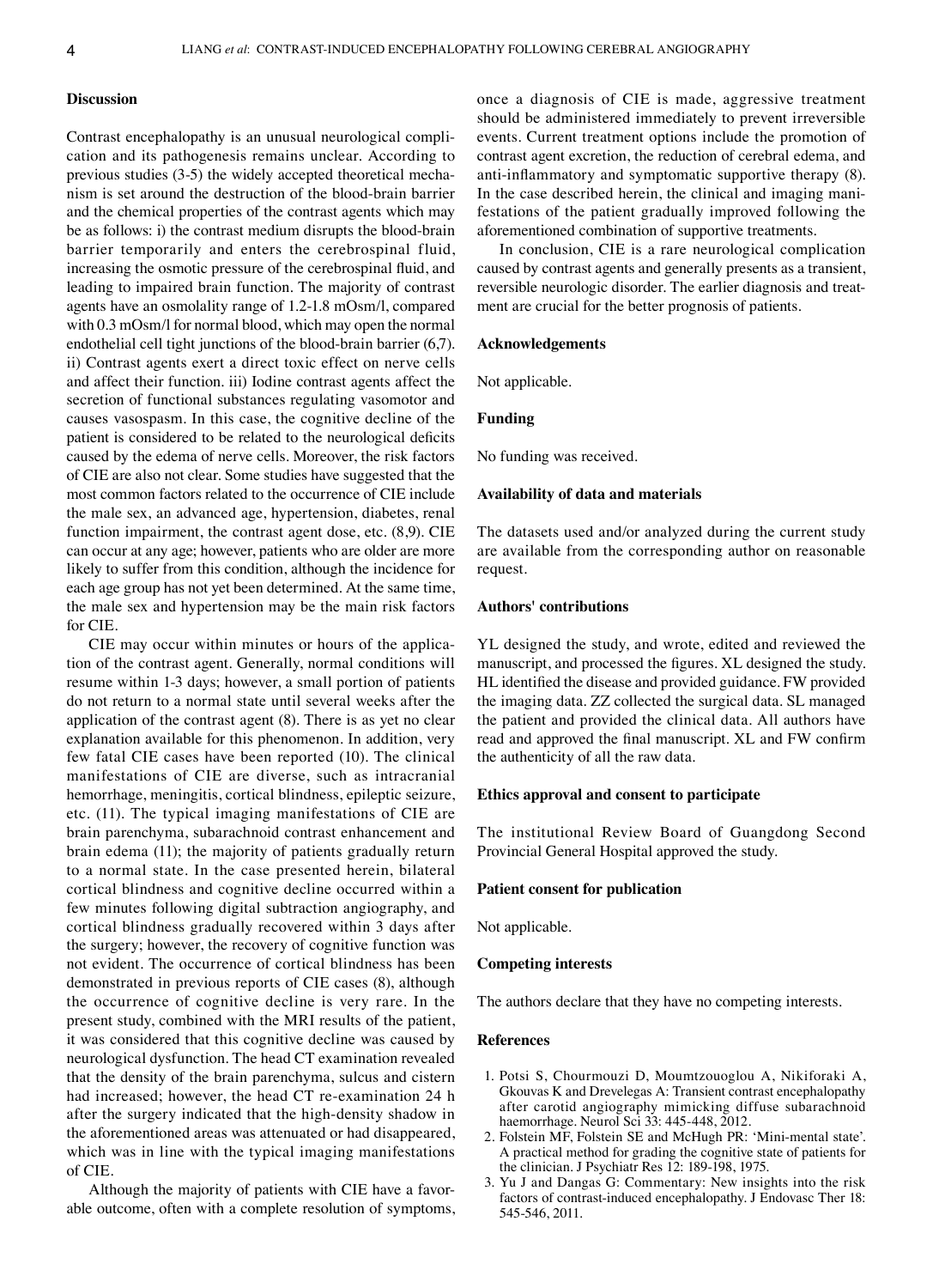## Discussion

Contrast encephalopathy is an unusual neurological complication and its pathogenesis remains unclear. According to previous studies (3-5) the widely accepted theoretical mechanism is set around the destruction of the blood-brain barrier and the chemical properties of the contrast agents which may be as follows: i) the contrast medium disrupts the blood-brain barrier temporarily and enters the cerebrospinal fluid, increasing the osmotic pressure of the cerebrospinal fluid, and leading to impaired brain function. The majority of contrast agents have an osmolality range of 1.2-1.8 mOsm/l, compared with 0.3 mOsm/l for normal blood, which may open the normal endothelial cell tight junctions of the blood-brain barrier (6,7). ii) Contrast agents exert a direct toxic effect on nerve cells and affect their function. iii) Iodine contrast agents affect the secretion of functional substances regulating vasomotor and causes vasospasm. In this case, the cognitive decline of the patient is considered to be related to the neurological deficits caused by the edema of nerve cells. Moreover, the risk factors of CIE are also not clear. Some studies have suggested that the most common factors related to the occurrence of CIE include the male sex, an advanced age, hypertension, diabetes, renal function impairment, the contrast agent dose, etc. (8,9). CIE can occur at any age; however, patients who are older are more likely to suffer from this condition, although the incidence for each age group has not yet been determined. At the same time, the male sex and hypertension may be the main risk factors for CIE.

CIE may occur within minutes or hours of the application of the contrast agent. Generally, normal conditions will resume within 1-3 days; however, a small portion of patients do not return to a normal state until several weeks after the application of the contrast agent (8). There is as yet no clear explanation available for this phenomenon. In addition, very few fatal CIE cases have been reported (10). The clinical manifestations of CIE are diverse, such as intracranial hemorrhage, meningitis, cortical blindness, epileptic seizure, etc. (11). The typical imaging manifestations of CIE are brain parenchyma, subarachnoid contrast enhancement and brain edema (11); the majority of patients gradually return to a normal state. In the case presented herein, bilateral cortical blindness and cognitive decline occurred within a few minutes following digital subtraction angiography, and cortical blindness gradually recovered within 3 days after the surgery; however, the recovery of cognitive function was not evident. The occurrence of cortical blindness has been demonstrated in previous reports of CIE cases (8), although the occurrence of cognitive decline is very rare. In the present study, combined with the MRI results of the patient, it was considered that this cognitive decline was caused by neurological dysfunction. The head CT examination revealed that the density of the brain parenchyma, sulcus and cistern had increased; however, the head CT re-examination 24 h after the surgery indicated that the high-density shadow in the aforementioned areas was attenuated or had disappeared, which was in line with the typical imaging manifestations of CIE.

Although the majority of patients with CIE have a favorable outcome, often with a complete resolution of symptoms, once a diagnosis of CIE is made, aggressive treatment should be administered immediately to prevent irreversible events. Current treatment options include the promotion of contrast agent excretion, the reduction of cerebral edema, and anti-inflammatory and symptomatic supportive therapy (8). In the case described herein, the clinical and imaging manifestations of the patient gradually improved following the aforementioned combination of supportive treatments.

In conclusion, CIE is a rare neurological complication caused by contrast agents and generally presents as a transient, reversible neurologic disorder. The earlier diagnosis and treatment are crucial for the better prognosis of patients.

## Acknowledgements

Not applicable.

## Funding

No funding was received.

## Availability of data and materials

The datasets used and/or analyzed during the current study are available from the corresponding author on reasonable request.

## Authors' contributions

YL designed the study, and wrote, edited and reviewed the manuscript, and processed the figures. XL designed the study. HL identified the disease and provided guidance. FW provided the imaging data. ZZ collected the surgical data. SL managed the patient and provided the clinical data. All authors have read and approved the final manuscript. XL and FW confirm the authenticity of all the raw data.

## Ethics approval and consent to participate

The institutional Review Board of Guangdong Second Provincial General Hospital approved the study.

## Patient consent for publication

Not applicable.

## Competing interests

The authors declare that they have no competing interests.

## References

1. Potsi S, Chourmouzi D, Moumtzouoglou A, Nikiforaki A, Gkouvas K and Drevelegas A: Transient contrast encephalopathy after carotid angiography mimicking diffuse subarachnoid haemorrhage. Neurol Sci 33: 445-448, 2012.
2. Folstein MF, Folstein SE and McHugh PR: 'Mini-mental state'. A practical method for grading the cognitive state of patients for the clinician. J Psychiatr Res 12: 189-198, 1975.
3. Yu J and Dangas G: Commentary: New insights into the risk factors of contrast-induced encephalopathy. J Endovasc Ther 18: 545-546, 2011.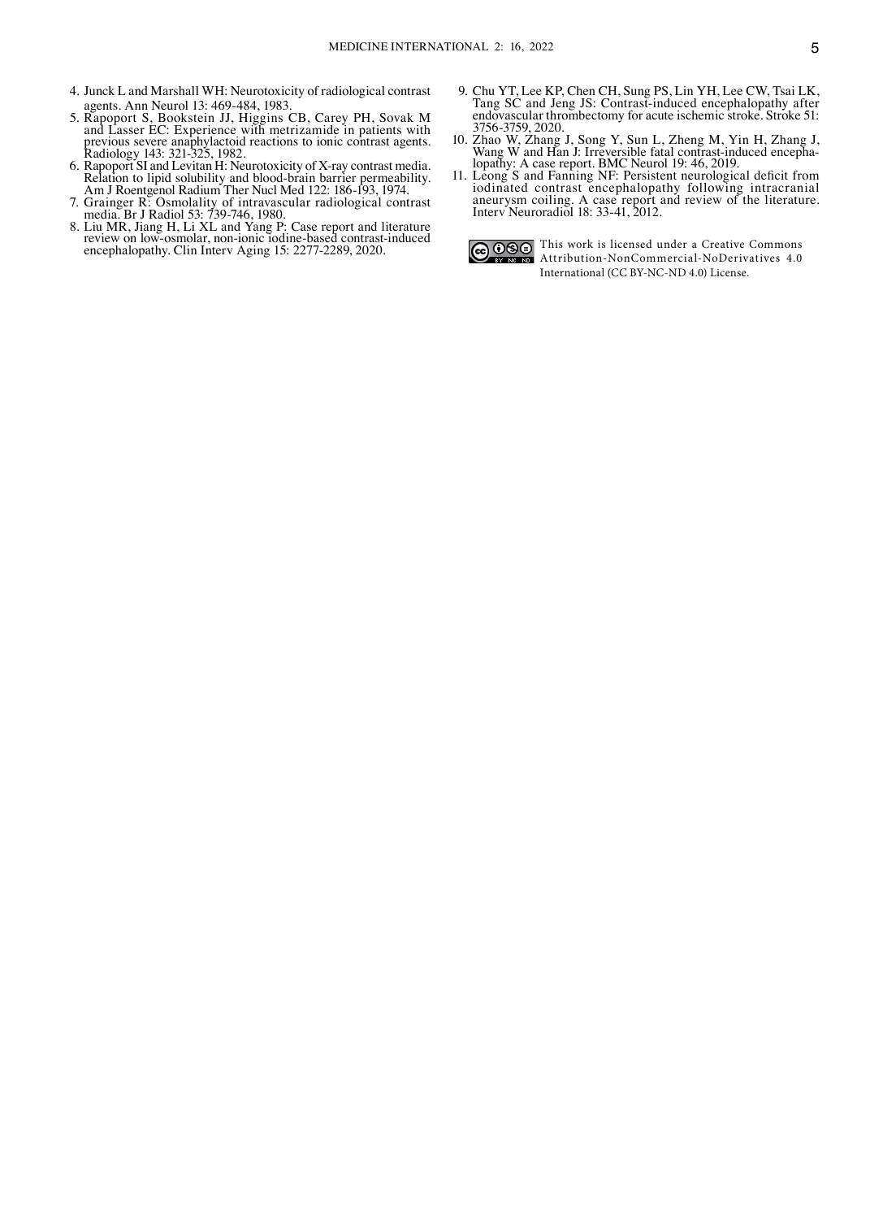4. Junck L and Marshall WH: Neurotoxicity of radiological contrast agents. Ann Neurol 13: 469-484, 1983.
5. Rapoport S, Bookstein JJ, Higgins CB, Carey PH, Sovak M and Lasser EC: Experience with metrizamide in patients with previous severe anaphylactoid reactions to ionic contrast agents. Radiology 143: 321-325, 1982.
6. Rapoport SI and Levitan H: Neurotoxicity of X-ray contrast media. Relation to lipid solubility and blood-brain barrier permeability. Am J Roentgenol Radium Ther Nucl Med 122: 186-193, 1974.
7. Grainger R: Osmolality of intravascular radiological contrast media. Br J Radiol 53: 739-746, 1980.
8. Liu MR, Jiang H, Li XL and Yang P: Case report and literature review on low-osmolar, non-ionic iodine-based contrast-induced encephalopathy. Clin Interv Aging 15: 2277-2289, 2020.
9. Chu YT, Lee KP, Chen CH, Sung PS, Lin YH, Lee CW, Tsai LK, Tang SC and Jeng JS: Contrast-induced encephalopathy after endovascular thrombectomy for acute ischemic stroke. Stroke 51: 3756-3759, 2020.
10. Zhao W, Zhang J, Song Y, Sun L, Zheng M, Yin H, Zhang J, Wang W and Han J: Irreversible fatal contrast-induced encephalopathy: A case report. BMC Neurol 19: 46, 2019.
11. Leong S and Fanning NF: Persistent neurological deficit from iodinated contrast encephalopathy following intracranial aneurysm coiling. A case report and review of the literature. Interv Neuroradiol 18: 33-41, 2012.

This work is licensed under a Creative Commons Attribution-NonCommercial-NoDerivatives 4.0 International (CC BY-NC-ND 4.0) License.